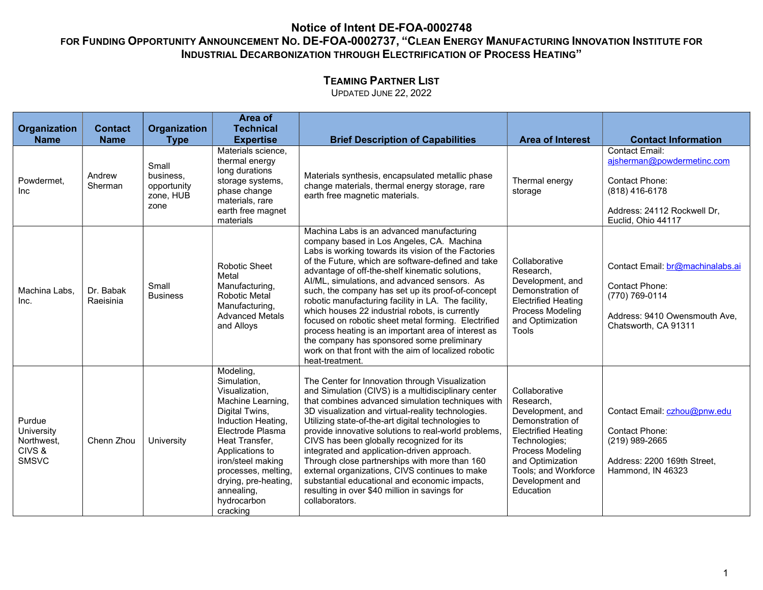# Notice of Intent DE-FOA-0002748

## For Funding Opportunity Announcement No. DE-FOA-0002737, "Clean Energy Manufacturing Innovation Institute for Industrial Decarbonization through Electrification of Process Heating"

### Teaming Partner List

Updated June 22, 2022

| Organization Name | Contact Name | Organization Type | Area of Technical Expertise | Brief Description of Capabilities | Area of Interest | Contact Information |
|---|---|---|---|---|---|---|
| Powdermet, Inc | Andrew Sherman | Small business, opportunity zone, HUB zone | Materials science, thermal energy long durations storage systems, phase change materials, rare earth free magnet materials | Materials synthesis, encapsulated metallic phase change materials, thermal energy storage, rare earth free magnetic materials. | Thermal energy storage | Contact Email: ajsherman@powdermetinc.com<br><br>Contact Phone: (818) 416-6178<br><br>Address: 24112 Rockwell Dr, Euclid, Ohio 44117 |
| Machina Labs, Inc. | Dr. Babak Raeisinia | Small Business | Robotic Sheet Metal Manufacturing, Robotic Metal Manufacturing, Advanced Metals and Alloys | Machina Labs is an advanced manufacturing company based in Los Angeles, CA. Machina Labs is working towards its vision of the Factories of the Future, which are software-defined and take advantage of off-the-shelf kinematic solutions, AI/ML, simulations, and advanced sensors. As such, the company has set up its proof-of-concept robotic manufacturing facility in LA. The facility, which houses 22 industrial robots, is currently focused on robotic sheet metal forming. Electrified process heating is an important area of interest as the company has sponsored some preliminary work on that front with the aim of localized robotic heat-treatment. | Collaborative Research, Development, and Demonstration of Electrified Heating Process Modeling and Optimization Tools | Contact Email: br@machinalabs.ai<br><br>Contact Phone: (770) 769-0114<br><br>Address: 9410 Owensmouth Ave, Chatsworth, CA 91311 |
| Purdue University Northwest, CIVS & SMSVC | Chenn Zhou | University | Modeling, Simulation, Visualization, Machine Learning, Digital Twins, Induction Heating, Electrode Plasma Heat Transfer, Applications to iron/steel making processes, melting, drying, pre-heating, annealing, hydrocarbon cracking | The Center for Innovation through Visualization and Simulation (CIVS) is a multidisciplinary center that combines advanced simulation techniques with 3D visualization and virtual-reality technologies. Utilizing state-of-the-art digital technologies to provide innovative solutions to real-world problems, CIVS has been globally recognized for its integrated and application-driven approach. Through close partnerships with more than 160 external organizations, CIVS continues to make substantial educational and economic impacts, resulting in over $40 million in savings for collaborators. | Collaborative Research, Development, and Demonstration of Electrified Heating Technologies; Process Modeling and Optimization Tools; and Workforce Development and Education | Contact Email: czhou@pnw.edu<br><br>Contact Phone: (219) 989-2665<br><br>Address: 2200 169th Street, Hammond, IN 46323 |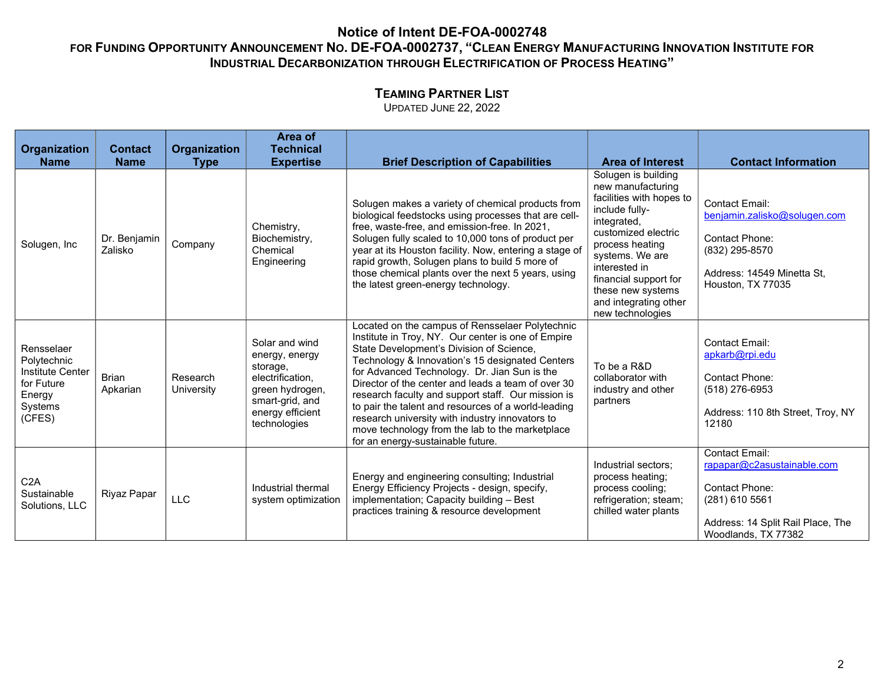# Notice of Intent DE-FOA-0002748

## FOR FUNDING OPPORTUNITY ANNOUNCEMENT NO. DE-FOA-0002737, "CLEAN ENERGY MANUFACTURING INNOVATION INSTITUTE FOR INDUSTRIAL DECARBONIZATION THROUGH ELECTRIFICATION OF PROCESS HEATING"

### TEAMING PARTNER LIST

UPDATED JUNE 22, 2022

| Organization Name | Contact Name | Organization Type | Area of Technical Expertise | Brief Description of Capabilities | Area of Interest | Contact Information |
|---|---|---|---|---|---|---|
| Solugen, Inc | Dr. Benjamin Zalisko | Company | Chemistry, Biochemistry, Chemical Engineering | Solugen makes a variety of chemical products from biological feedstocks using processes that are cell-free, waste-free, and emission-free. In 2021, Solugen fully scaled to 10,000 tons of product per year at its Houston facility. Now, entering a stage of rapid growth, Solugen plans to build 5 more of those chemical plants over the next 5 years, using the latest green-energy technology. | Solugen is building new manufacturing facilities with hopes to include fully-integrated, customized electric process heating systems. We are interested in financial support for these new systems and integrating other new technologies | Contact Email: benjamin.zalisko@solugen.com<br><br>Contact Phone: (832) 295-8570<br><br>Address: 14549 Minetta St, Houston, TX 77035 |
| Rensselaer Polytechnic Institute Center for Future Energy Systems (CFES) | Brian Apkarian | Research University | Solar and wind energy, energy storage, electrification, green hydrogen, smart-grid, and energy efficient technologies | Located on the campus of Rensselaer Polytechnic Institute in Troy, NY. Our center is one of Empire State Development's Division of Science, Technology & Innovation's 15 designated Centers for Advanced Technology. Dr. Jian Sun is the Director of the center and leads a team of over 30 research faculty and support staff. Our mission is to pair the talent and resources of a world-leading research university with industry innovators to move technology from the lab to the marketplace for an energy-sustainable future. | To be a R&D collaborator with industry and other partners | Contact Email: apkarb@rpi.edu<br><br>Contact Phone: (518) 276-6953<br><br>Address: 110 8th Street, Troy, NY 12180 |
| C2A Sustainable Solutions, LLC | Riyaz Papar | LLC | Industrial thermal system optimization | Energy and engineering consulting; Industrial Energy Efficiency Projects - design, specify, implementation; Capacity building – Best practices training & resource development | Industrial sectors; process heating; process cooling; refrigeration; steam; chilled water plants | Contact Email: rapapar@c2asustainable.com<br><br>Contact Phone: (281) 610 5561<br><br>Address: 14 Split Rail Place, The Woodlands, TX 77382 |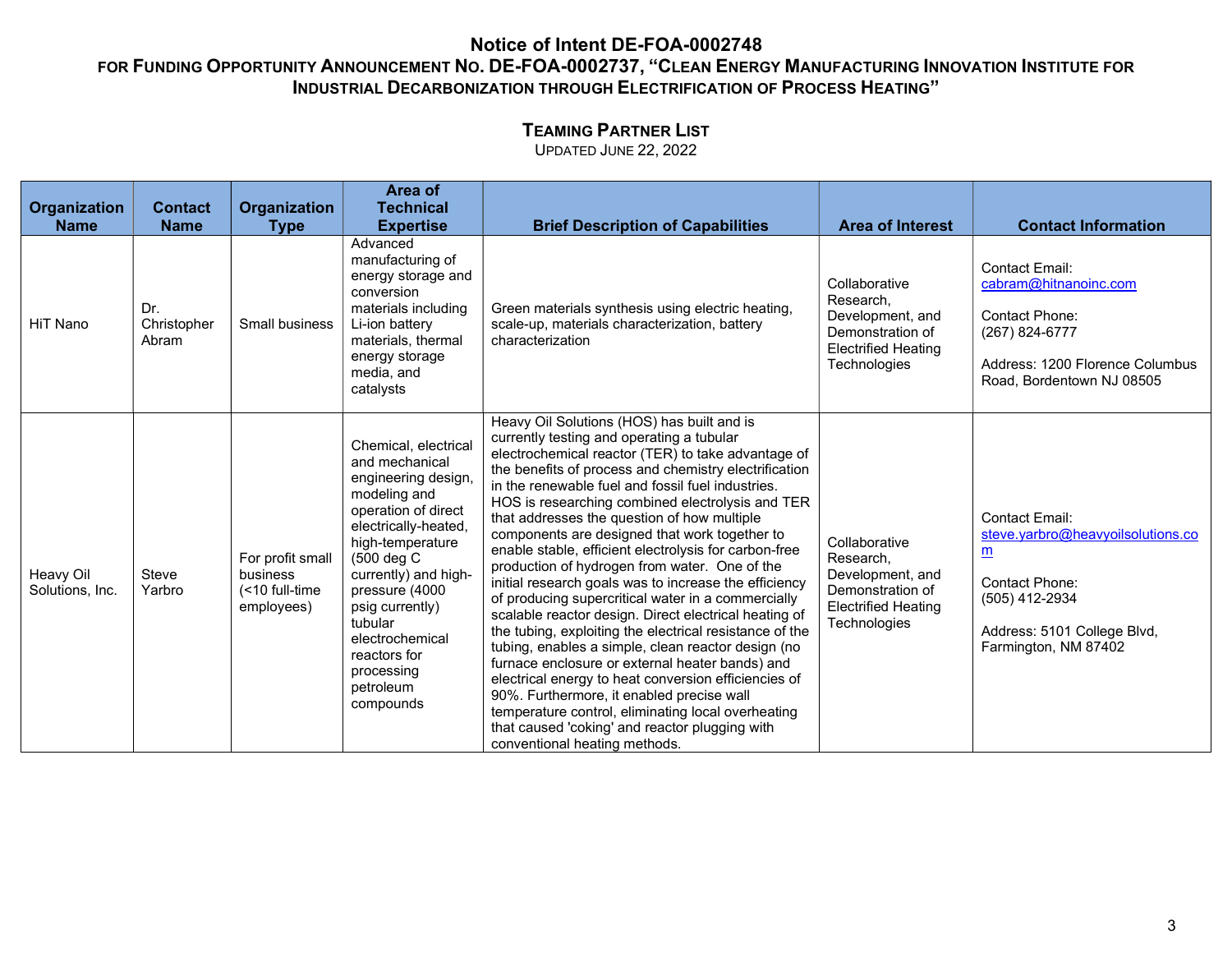# Notice of Intent DE-FOA-0002748

## for Funding Opportunity Announcement No. DE-FOA-0002737, "Clean Energy Manufacturing Innovation Institute for Industrial Decarbonization through Electrification of Process Heating"

### Teaming Partner List

Updated June 22, 2022

| Organization Name | Contact Name | Organization Type | Area of Technical Expertise | Brief Description of Capabilities | Area of Interest | Contact Information |
|---|---|---|---|---|---|---|
| HiT Nano | Dr. Christopher Abram | Small business | Advanced manufacturing of energy storage and conversion materials including Li-ion battery materials, thermal energy storage media, and catalysts | Green materials synthesis using electric heating, scale-up, materials characterization, battery characterization | Collaborative Research, Development, and Demonstration of Electrified Heating Technologies | Contact Email: cabram@hitnanoinc.com<br><br>Contact Phone: (267) 824-6777<br><br>Address: 1200 Florence Columbus Road, Bordentown NJ 08505 |
| Heavy Oil Solutions, Inc. | Steve Yarbro | For profit small business (<10 full-time employees) | Chemical, electrical and mechanical engineering design, modeling and operation of direct electrically-heated, high-temperature (500 deg C currently) and high-pressure (4000 psig currently) tubular electrochemical reactors for processing petroleum compounds | Heavy Oil Solutions (HOS) has built and is currently testing and operating a tubular electrochemical reactor (TER) to take advantage of the benefits of process and chemistry electrification in the renewable fuel and fossil fuel industries. HOS is researching combined electrolysis and TER that addresses the question of how multiple components are designed that work together to enable stable, efficient electrolysis for carbon-free production of hydrogen from water. One of the initial research goals was to increase the efficiency of producing supercritical water in a commercially scalable reactor design. Direct electrical heating of the tubing, exploiting the electrical resistance of the tubing, enables a simple, clean reactor design (no furnace enclosure or external heater bands) and electrical energy to heat conversion efficiencies of 90%. Furthermore, it enabled precise wall temperature control, eliminating local overheating that caused 'coking' and reactor plugging with conventional heating methods. | Collaborative Research, Development, and Demonstration of Electrified Heating Technologies | Contact Email: steve.yarbro@heavyoilsolutions.com<br><br>Contact Phone: (505) 412-2934<br><br>Address: 5101 College Blvd, Farmington, NM 87402 |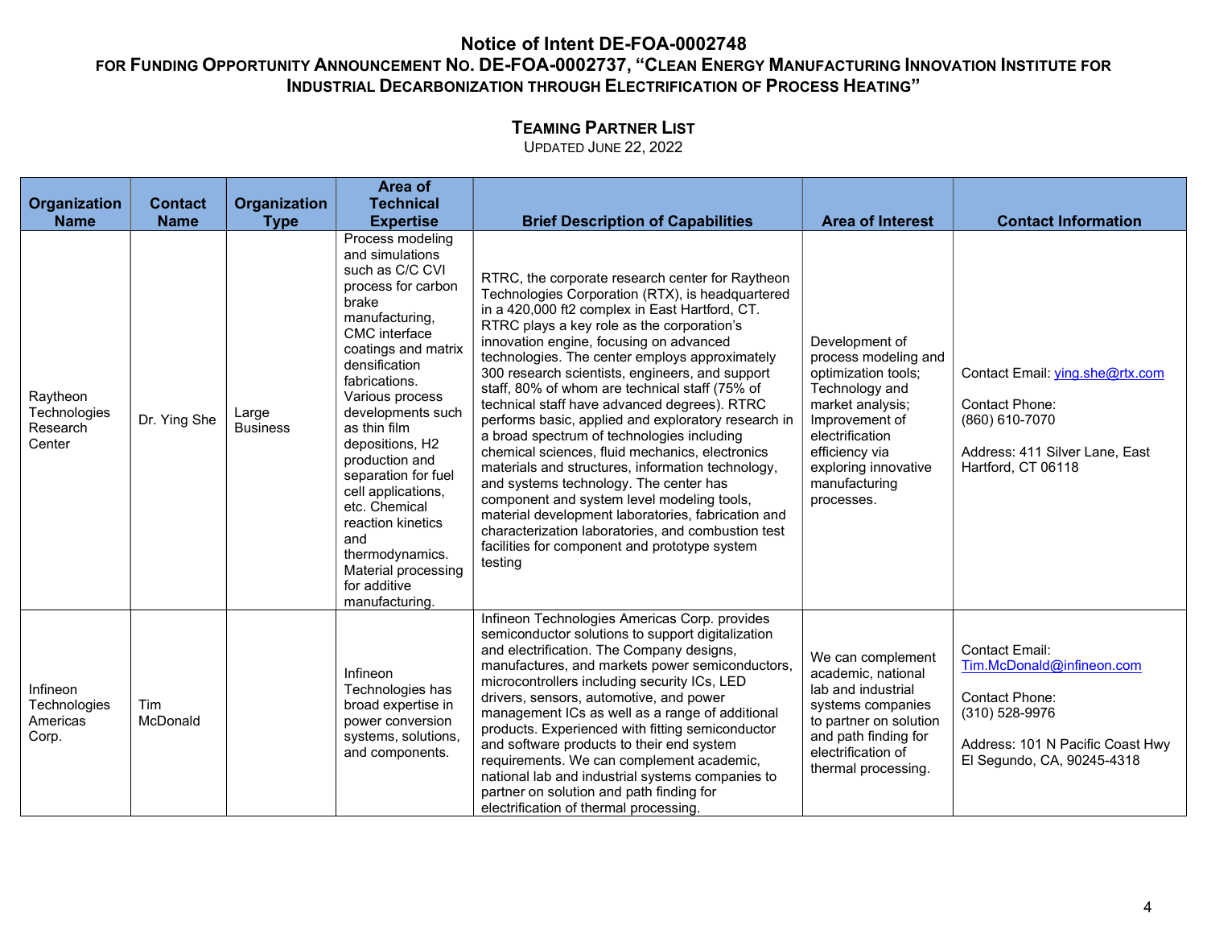# Notice of Intent DE-FOA-0002748

## For Funding Opportunity Announcement No. DE-FOA-0002737, "Clean Energy Manufacturing Innovation Institute for Industrial Decarbonization through Electrification of Process Heating"

### Teaming Partner List

Updated June 22, 2022

| Organization Name | Contact Name | Organization Type | Area of Technical Expertise | Brief Description of Capabilities | Area of Interest | Contact Information |
|---|---|---|---|---|---|---|
| Raytheon Technologies Research Center | Dr. Ying She | Large Business | Process modeling and simulations such as C/C CVI process for carbon brake manufacturing, CMC interface coatings and matrix densification fabrications. Various process developments such as thin film depositions, H2 production and separation for fuel cell applications, etc. Chemical reaction kinetics and thermodynamics. Material processing for additive manufacturing. | RTRC, the corporate research center for Raytheon Technologies Corporation (RTX), is headquartered in a 420,000 ft2 complex in East Hartford, CT. RTRC plays a key role as the corporation's innovation engine, focusing on advanced technologies. The center employs approximately 300 research scientists, engineers, and support staff, 80% of whom are technical staff (75% of technical staff have advanced degrees). RTRC performs basic, applied and exploratory research in a broad spectrum of technologies including chemical sciences, fluid mechanics, electronics materials and structures, information technology, and systems technology. The center has component and system level modeling tools, material development laboratories, fabrication and characterization laboratories, and combustion test facilities for component and prototype system testing | Development of process modeling and optimization tools; Technology and market analysis; Improvement of electrification efficiency via exploring innovative manufacturing processes. | Contact Email: ying.she@rtx.com<br><br>Contact Phone: (860) 610-7070<br><br>Address: 411 Silver Lane, East Hartford, CT 06118 |
| Infineon Technologies Americas Corp. | Tim McDonald | | Infineon Technologies has broad expertise in power conversion systems, solutions, and components. | Infineon Technologies Americas Corp. provides semiconductor solutions to support digitalization and electrification. The Company designs, manufactures, and markets power semiconductors, microcontrollers including security ICs, LED drivers, sensors, automotive, and power management ICs as well as a range of additional products. Experienced with fitting semiconductor and software products to their end system requirements. We can complement academic, national lab and industrial systems companies to partner on solution and path finding for electrification of thermal processing. | We can complement academic, national lab and industrial systems companies to partner on solution and path finding for electrification of thermal processing. | Contact Email: Tim.McDonald@infineon.com<br><br>Contact Phone: (310) 528-9976<br><br>Address: 101 N Pacific Coast Hwy El Segundo, CA, 90245-4318 |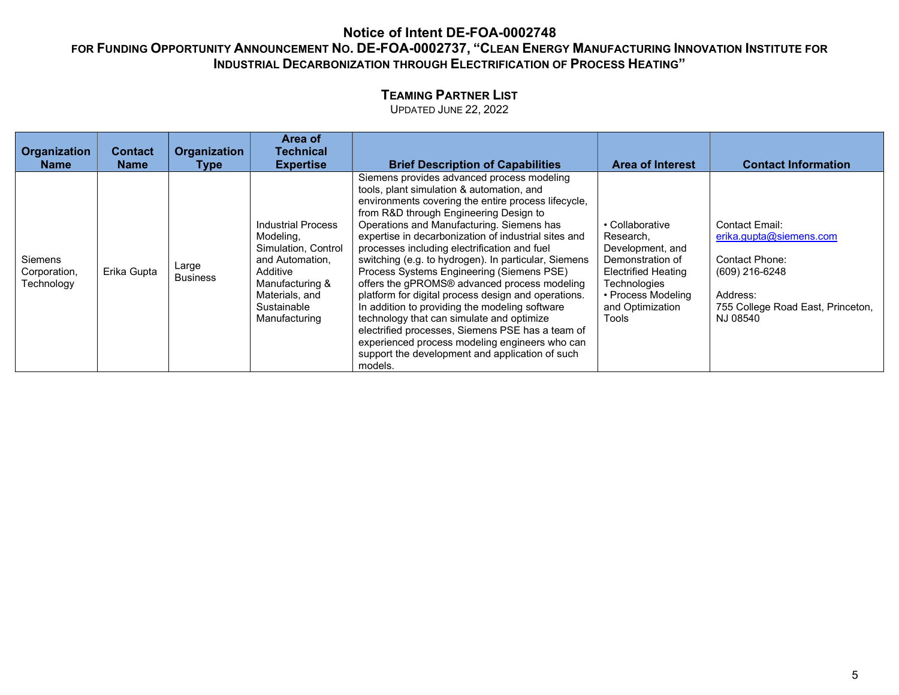# Notice of Intent DE-FOA-0002748

## FOR FUNDING OPPORTUNITY ANNOUNCEMENT NO. DE-FOA-0002737, "CLEAN ENERGY MANUFACTURING INNOVATION INSTITUTE FOR INDUSTRIAL DECARBONIZATION THROUGH ELECTRIFICATION OF PROCESS HEATING"

### TEAMING PARTNER LIST

UPDATED JUNE 22, 2022

| Organization Name | Contact Name | Organization Type | Area of Technical Expertise | Brief Description of Capabilities | Area of Interest | Contact Information |
|---|---|---|---|---|---|---|
| Siemens Corporation, Technology | Erika Gupta | Large Business | Industrial Process Modeling, Simulation, Control and Automation, Additive Manufacturing & Materials, and Sustainable Manufacturing | Siemens provides advanced process modeling tools, plant simulation & automation, and environments covering the entire process lifecycle, from R&D through Engineering Design to Operations and Manufacturing. Siemens has expertise in decarbonization of industrial sites and processes including electrification and fuel switching (e.g. to hydrogen). In particular, Siemens Process Systems Engineering (Siemens PSE) offers the gPROMS® advanced process modeling platform for digital process design and operations. In addition to providing the modeling software technology that can simulate and optimize electrified processes, Siemens PSE has a team of experienced process modeling engineers who can support the development and application of such models. | • Collaborative Research, Development, and Demonstration of Electrified Heating Technologies<br>• Process Modeling and Optimization Tools | Contact Email: erika.gupta@siemens.com<br><br>Contact Phone: (609) 216-6248<br><br>Address: 755 College Road East, Princeton, NJ 08540 |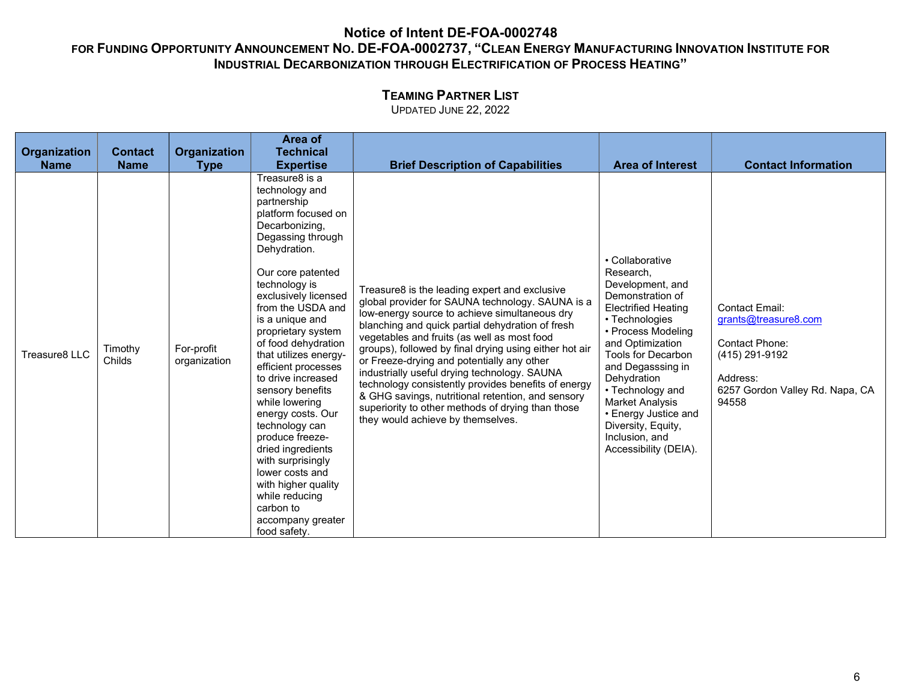# Notice of Intent DE-FOA-0002748

## FOR FUNDING OPPORTUNITY ANNOUNCEMENT NO. DE-FOA-0002737, "CLEAN ENERGY MANUFACTURING INNOVATION INSTITUTE FOR INDUSTRIAL DECARBONIZATION THROUGH ELECTRIFICATION OF PROCESS HEATING"

### TEAMING PARTNER LIST

UPDATED JUNE 22, 2022

| Organization Name | Contact Name | Organization Type | Area of Technical Expertise | Brief Description of Capabilities | Area of Interest | Contact Information |
|---|---|---|---|---|---|---|
| Treasure8 LLC | Timothy Childs | For-profit organization | Treasure8 is a technology and partnership platform focused on Decarbonizing, Degassing through Dehydration.<br><br>Our core patented technology is exclusively licensed from the USDA and is a unique and proprietary system of food dehydration that utilizes energy-efficient processes to drive increased sensory benefits while lowering energy costs. Our technology can produce freeze-dried ingredients with surprisingly lower costs and with higher quality while reducing carbon to accompany greater food safety. | Treasure8 is the leading expert and exclusive global provider for SAUNA technology. SAUNA is a low-energy source to achieve simultaneous dry blanching and quick partial dehydration of fresh vegetables and fruits (as well as most food groups), followed by final drying using either hot air or Freeze-drying and potentially any other industrially useful drying technology. SAUNA technology consistently provides benefits of energy & GHG savings, nutritional retention, and sensory superiority to other methods of drying than those they would achieve by themselves. | • Collaborative Research, Development, and Demonstration of Electrified Heating<br>• Technologies<br>• Process Modeling and Optimization Tools for Decarbon and Degasssing in Dehydration<br>• Technology and Market Analysis<br>• Energy Justice and Diversity, Equity, Inclusion, and Accessibility (DEIA). | Contact Email: grants@treasure8.com<br><br>Contact Phone: (415) 291-9192<br><br>Address: 6257 Gordon Valley Rd. Napa, CA 94558 |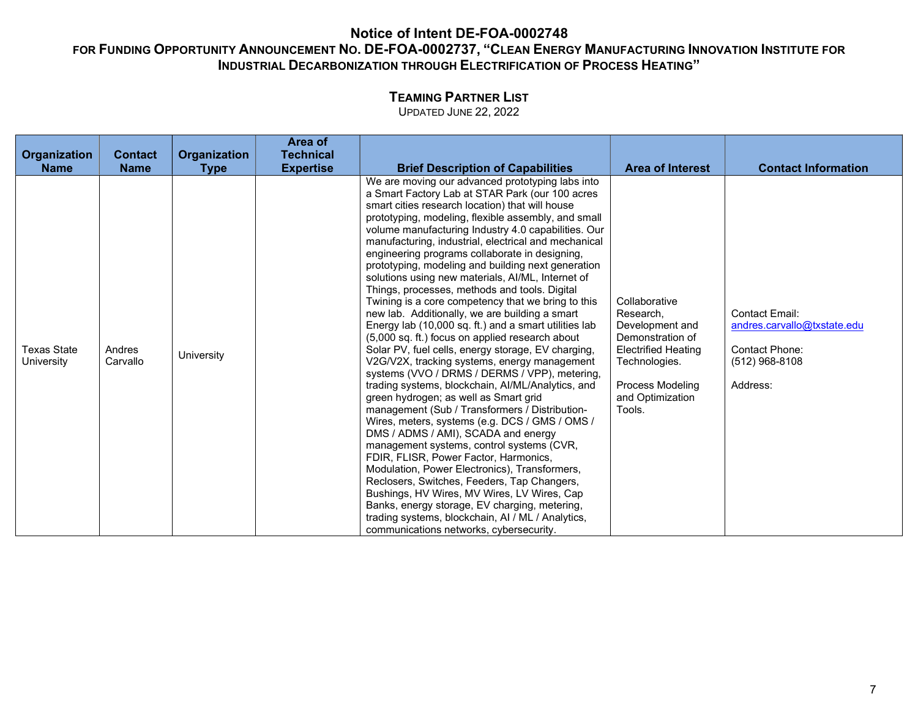# Notice of Intent DE-FOA-0002748

## FOR FUNDING OPPORTUNITY ANNOUNCEMENT NO. DE-FOA-0002737, "CLEAN ENERGY MANUFACTURING INNOVATION INSTITUTE FOR INDUSTRIAL DECARBONIZATION THROUGH ELECTRIFICATION OF PROCESS HEATING"

### TEAMING PARTNER LIST

UPDATED JUNE 22, 2022

| Organization Name | Contact Name | Organization Type | Area of Technical Expertise | Brief Description of Capabilities | Area of Interest | Contact Information |
|---|---|---|---|---|---|---|
| Texas State University | Andres Carvallo | University | | We are moving our advanced prototyping labs into a Smart Factory Lab at STAR Park (our 100 acres smart cities research location) that will house prototyping, modeling, flexible assembly, and small volume manufacturing Industry 4.0 capabilities. Our manufacturing, industrial, electrical and mechanical engineering programs collaborate in designing, prototyping, modeling and building next generation solutions using new materials, AI/ML, Internet of Things, processes, methods and tools. Digital Twining is a core competency that we bring to this new lab. Additionally, we are building a smart Energy lab (10,000 sq. ft.) and a smart utilities lab (5,000 sq. ft.) focus on applied research about Solar PV, fuel cells, energy storage, EV charging, V2G/V2X, tracking systems, energy management systems (VVO / DRMS / DERMS / VPP), metering, trading systems, blockchain, AI/ML/Analytics, and green hydrogen; as well as Smart grid management (Sub / Transformers / Distribution-Wires, meters, systems (e.g. DCS / GMS / OMS / DMS / ADMS / AMI), SCADA and energy management systems, control systems (CVR, FDIR, FLISR, Power Factor, Harmonics, Modulation, Power Electronics), Transformers, Reclosers, Switches, Feeders, Tap Changers, Bushings, HV Wires, MV Wires, LV Wires, Cap Banks, energy storage, EV charging, metering, trading systems, blockchain, AI / ML / Analytics, communications networks, cybersecurity. | Collaborative Research, Development and Demonstration of Electrified Heating Technologies.<br><br>Process Modeling and Optimization Tools. | Contact Email: andres.carvallo@txstate.edu<br><br>Contact Phone: (512) 968-8108<br><br>Address: |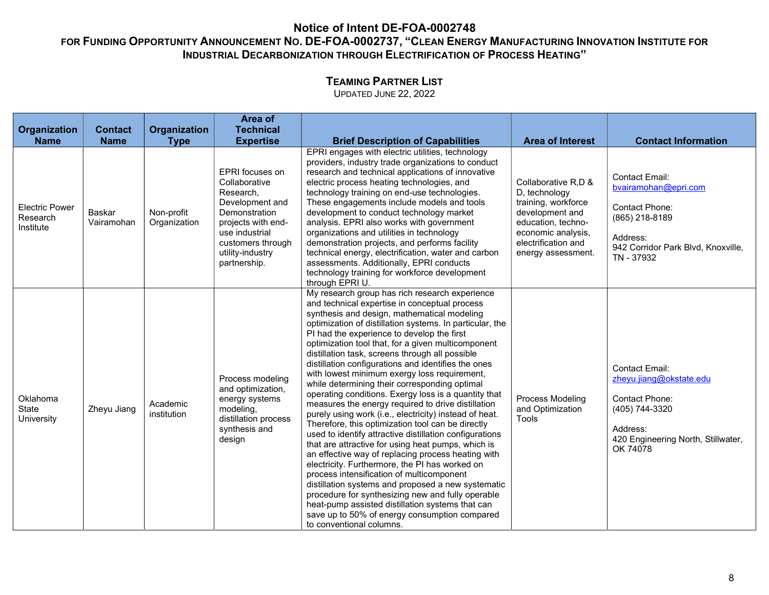# Notice of Intent DE-FOA-0002748

## FOR FUNDING OPPORTUNITY ANNOUNCEMENT NO. DE-FOA-0002737, "CLEAN ENERGY MANUFACTURING INNOVATION INSTITUTE FOR INDUSTRIAL DECARBONIZATION THROUGH ELECTRIFICATION OF PROCESS HEATING"

### TEAMING PARTNER LIST

UPDATED JUNE 22, 2022

| Organization Name | Contact Name | Organization Type | Area of Technical Expertise | Brief Description of Capabilities | Area of Interest | Contact Information |
|---|---|---|---|---|---|---|
| Electric Power Research Institute | Baskar Vairamohan | Non-profit Organization | EPRI focuses on Collaborative Research, Development and Demonstration projects with end-use industrial customers through utility-industry partnership. | EPRI engages with electric utilities, technology providers, industry trade organizations to conduct research and technical applications of innovative electric process heating technologies, and technology training on end-use technologies. These engagements include models and tools development to conduct technology market analysis. EPRI also works with government organizations and utilities in technology demonstration projects, and performs facility technical energy, electrification, water and carbon assessments. Additionally, EPRI conducts technology training for workforce development through EPRI U. | Collaborative R,D & D, technology training, workforce development and education, techno-economic analysis, electrification and energy assessment. | Contact Email: bvairamohan@epri.com<br><br>Contact Phone: (865) 218-8189<br><br>Address: 942 Corridor Park Blvd, Knoxville, TN - 37932 |
| Oklahoma State University | Zheyu Jiang | Academic institution | Process modeling and optimization, energy systems modeling, distillation process synthesis and design | My research group has rich research experience and technical expertise in conceptual process synthesis and design, mathematical modeling optimization of distillation systems. In particular, the PI had the experience to develop the first optimization tool that, for a given multicomponent distillation task, screens through all possible distillation configurations and identifies the ones with lowest minimum exergy loss requirement, while determining their corresponding optimal operating conditions. Exergy loss is a quantity that measures the energy required to drive distillation purely using work (i.e., electricity) instead of heat. Therefore, this optimization tool can be directly used to identify attractive distillation configurations that are attractive for using heat pumps, which is an effective way of replacing process heating with electricity. Furthermore, the PI has worked on process intensification of multicomponent distillation systems and proposed a new systematic procedure for synthesizing new and fully operable heat-pump assisted distillation systems that can save up to 50% of energy consumption compared to conventional columns. | Process Modeling and Optimization Tools | Contact Email: zheyu.jiang@okstate.edu<br><br>Contact Phone: (405) 744-3320<br><br>Address: 420 Engineering North, Stillwater, OK 74078 |